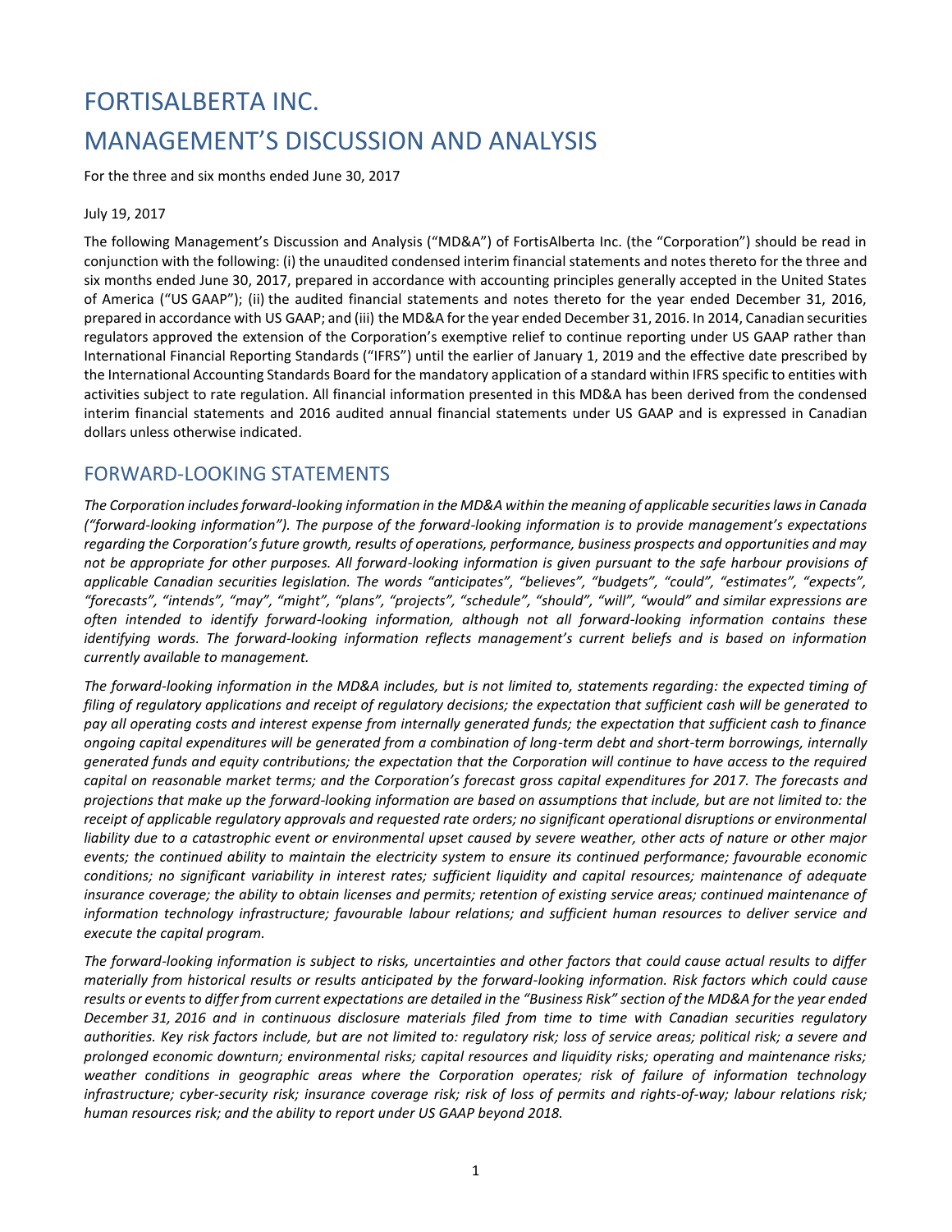# FORTISALBERTA INC.

# MANAGEMENT'S DISCUSSION AND ANALYSIS

For the three and six months ended June 30, 2017

July 19, 2017

The following Management's Discussion and Analysis ("MD&A") of FortisAlberta Inc. (the "Corporation") should be read in conjunction with the following: (i) the unaudited condensed interim financial statements and notes thereto for the three and six months ended June 30, 2017, prepared in accordance with accounting principles generally accepted in the United States of America ("US GAAP"); (ii) the audited financial statements and notes thereto for the year ended December 31, 2016, prepared in accordance with US GAAP; and (iii) the MD&A for the year ended December 31, 2016. In 2014, Canadian securities regulators approved the extension of the Corporation's exemptive relief to continue reporting under US GAAP rather than International Financial Reporting Standards ("IFRS") until the earlier of January 1, 2019 and the effective date prescribed by the International Accounting Standards Board for the mandatory application of a standard within IFRS specific to entities with activities subject to rate regulation. All financial information presented in this MD&A has been derived from the condensed interim financial statements and 2016 audited annual financial statements under US GAAP and is expressed in Canadian dollars unless otherwise indicated.

## FORWARD-LOOKING STATEMENTS

*The Corporation includes forward-looking information in the MD&A within the meaning of applicable securities laws in Canada ("forward-looking information"). The purpose of the forward-looking information is to provide management's expectations regarding the Corporation's future growth, results of operations, performance, business prospects and opportunities and may not be appropriate for other purposes. All forward-looking information is given pursuant to the safe harbour provisions of applicable Canadian securities legislation. The words "anticipates", "believes", "budgets", "could", "estimates", "expects", "forecasts", "intends", "may", "might", "plans", "projects", "schedule", "should", "will", "would" and similar expressions are often intended to identify forward-looking information, although not all forward-looking information contains these identifying words. The forward-looking information reflects management's current beliefs and is based on information currently available to management.*

*The forward-looking information in the MD&A includes, but is not limited to, statements regarding: the expected timing of filing of regulatory applications and receipt of regulatory decisions; the expectation that sufficient cash will be generated to pay all operating costs and interest expense from internally generated funds; the expectation that sufficient cash to finance ongoing capital expenditures will be generated from a combination of long-term debt and short-term borrowings, internally generated funds and equity contributions; the expectation that the Corporation will continue to have access to the required capital on reasonable market terms; and the Corporation's forecast gross capital expenditures for 2017. The forecasts and projections that make up the forward-looking information are based on assumptions that include, but are not limited to: the receipt of applicable regulatory approvals and requested rate orders; no significant operational disruptions or environmental liability due to a catastrophic event or environmental upset caused by severe weather, other acts of nature or other major events; the continued ability to maintain the electricity system to ensure its continued performance; favourable economic conditions; no significant variability in interest rates; sufficient liquidity and capital resources; maintenance of adequate insurance coverage; the ability to obtain licenses and permits; retention of existing service areas; continued maintenance of information technology infrastructure; favourable labour relations; and sufficient human resources to deliver service and execute the capital program.*

*The forward-looking information is subject to risks, uncertainties and other factors that could cause actual results to differ materially from historical results or results anticipated by the forward-looking information. Risk factors which could cause results or events to differ from current expectations are detailed in the "Business Risk" section of the MD&A for the year ended December 31, 2016 and in continuous disclosure materials filed from time to time with Canadian securities regulatory authorities. Key risk factors include, but are not limited to: regulatory risk; loss of service areas; political risk; a severe and prolonged economic downturn; environmental risks; capital resources and liquidity risks; operating and maintenance risks; weather conditions in geographic areas where the Corporation operates; risk of failure of information technology infrastructure; cyber-security risk; insurance coverage risk; risk of loss of permits and rights-of-way; labour relations risk; human resources risk; and the ability to report under US GAAP beyond 2018.*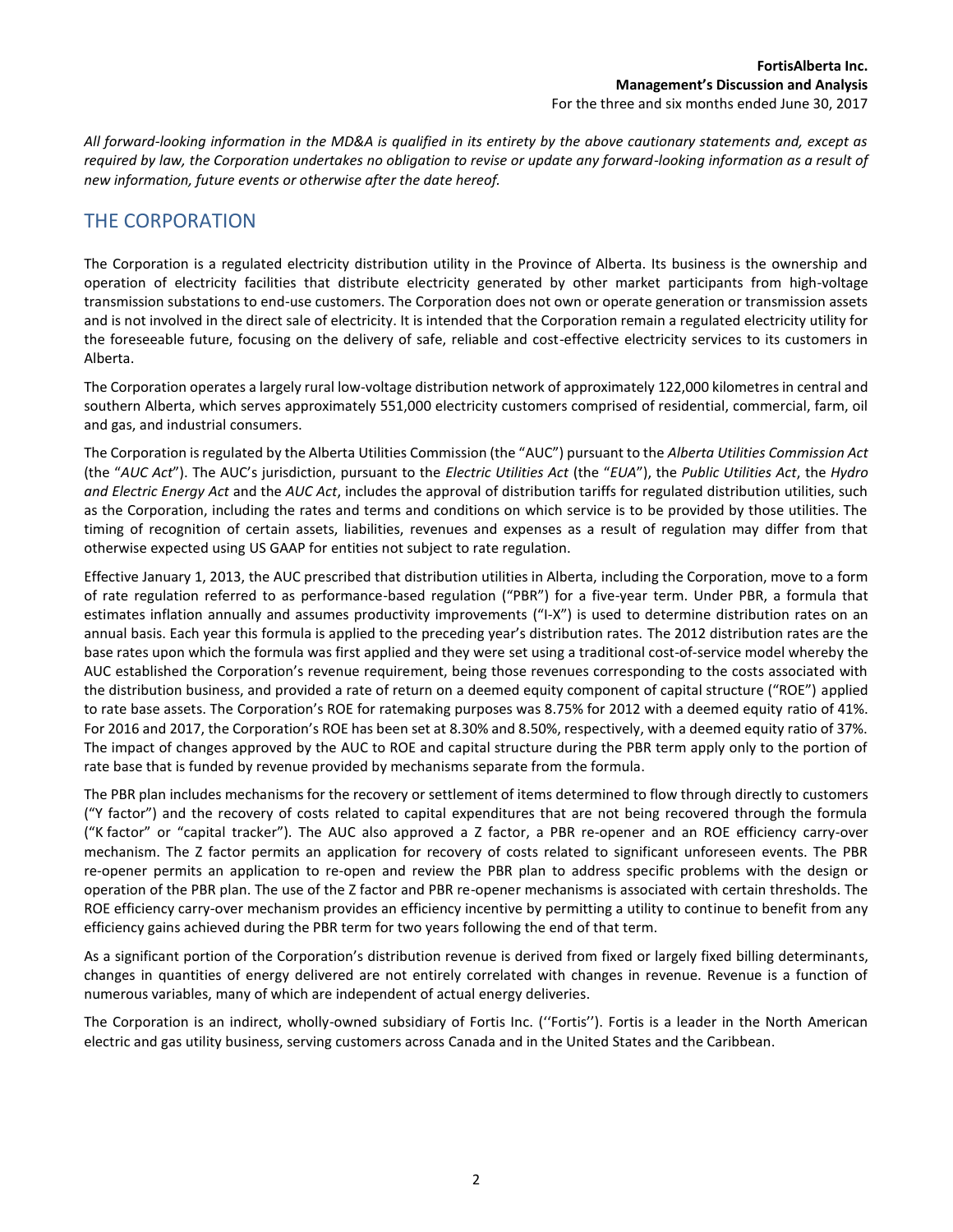*All forward-looking information in the MD&A is qualified in its entirety by the above cautionary statements and, except as required by law, the Corporation undertakes no obligation to revise or update any forward-looking information as a result of new information, future events or otherwise after the date hereof.*

## THE CORPORATION

The Corporation is a regulated electricity distribution utility in the Province of Alberta. Its business is the ownership and operation of electricity facilities that distribute electricity generated by other market participants from high-voltage transmission substations to end-use customers. The Corporation does not own or operate generation or transmission assets and is not involved in the direct sale of electricity. It is intended that the Corporation remain a regulated electricity utility for the foreseeable future, focusing on the delivery of safe, reliable and cost-effective electricity services to its customers in Alberta.

The Corporation operates a largely rural low-voltage distribution network of approximately 122,000 kilometres in central and southern Alberta, which serves approximately 551,000 electricity customers comprised of residential, commercial, farm, oil and gas, and industrial consumers.

The Corporation is regulated by the Alberta Utilities Commission (the "AUC") pursuant to the *Alberta Utilities Commission Act* (the "*AUC Act*"). The AUC's jurisdiction, pursuant to the *Electric Utilities Act* (the "*EUA*"), the *Public Utilities Act*, the *Hydro and Electric Energy Act* and the *AUC Act*, includes the approval of distribution tariffs for regulated distribution utilities, such as the Corporation, including the rates and terms and conditions on which service is to be provided by those utilities. The timing of recognition of certain assets, liabilities, revenues and expenses as a result of regulation may differ from that otherwise expected using US GAAP for entities not subject to rate regulation.

Effective January 1, 2013, the AUC prescribed that distribution utilities in Alberta, including the Corporation, move to a form of rate regulation referred to as performance-based regulation ("PBR") for a five-year term. Under PBR, a formula that estimates inflation annually and assumes productivity improvements ("I-X") is used to determine distribution rates on an annual basis. Each year this formula is applied to the preceding year's distribution rates. The 2012 distribution rates are the base rates upon which the formula was first applied and they were set using a traditional cost-of-service model whereby the AUC established the Corporation's revenue requirement, being those revenues corresponding to the costs associated with the distribution business, and provided a rate of return on a deemed equity component of capital structure ("ROE") applied to rate base assets. The Corporation's ROE for ratemaking purposes was 8.75% for 2012 with a deemed equity ratio of 41%. For 2016 and 2017, the Corporation's ROE has been set at 8.30% and 8.50%, respectively, with a deemed equity ratio of 37%. The impact of changes approved by the AUC to ROE and capital structure during the PBR term apply only to the portion of rate base that is funded by revenue provided by mechanisms separate from the formula.

The PBR plan includes mechanisms for the recovery or settlement of items determined to flow through directly to customers ("Y factor") and the recovery of costs related to capital expenditures that are not being recovered through the formula ("K factor" or "capital tracker"). The AUC also approved a Z factor, a PBR re-opener and an ROE efficiency carry-over mechanism. The Z factor permits an application for recovery of costs related to significant unforeseen events. The PBR re-opener permits an application to re-open and review the PBR plan to address specific problems with the design or operation of the PBR plan. The use of the Z factor and PBR re-opener mechanisms is associated with certain thresholds. The ROE efficiency carry-over mechanism provides an efficiency incentive by permitting a utility to continue to benefit from any efficiency gains achieved during the PBR term for two years following the end of that term.

As a significant portion of the Corporation's distribution revenue is derived from fixed or largely fixed billing determinants, changes in quantities of energy delivered are not entirely correlated with changes in revenue. Revenue is a function of numerous variables, many of which are independent of actual energy deliveries.

The Corporation is an indirect, wholly-owned subsidiary of Fortis Inc. ("Fortis"). Fortis is a leader in the North American electric and gas utility business, serving customers across Canada and in the United States and the Caribbean.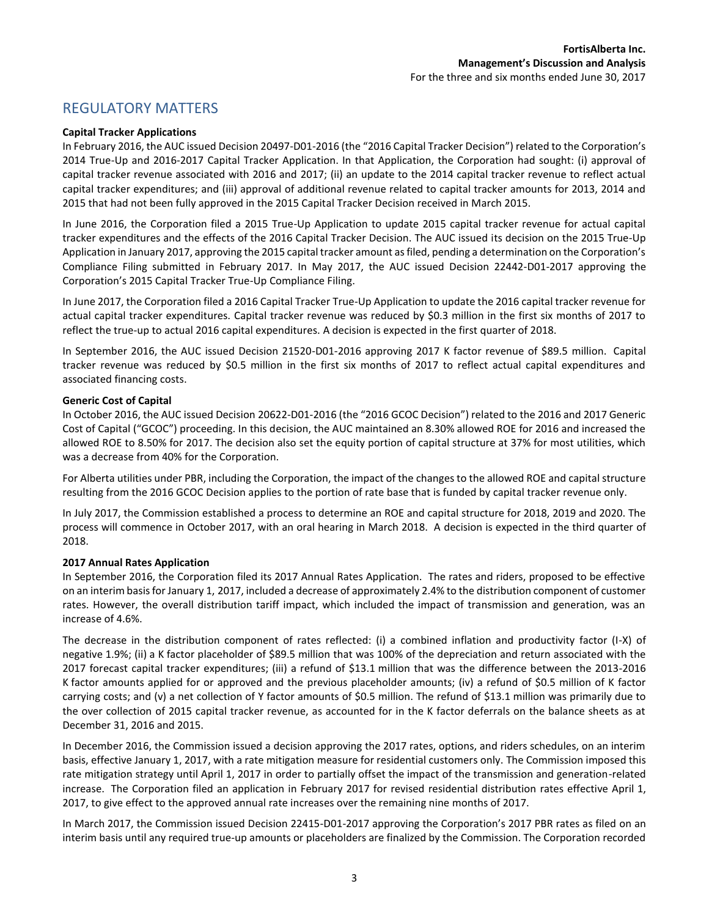## REGULATORY MATTERS

**Capital Tracker Applications**

In February 2016, the AUC issued Decision 20497-D01-2016 (the "2016 Capital Tracker Decision") related to the Corporation's 2014 True-Up and 2016-2017 Capital Tracker Application. In that Application, the Corporation had sought: (i) approval of capital tracker revenue associated with 2016 and 2017; (ii) an update to the 2014 capital tracker revenue to reflect actual capital tracker expenditures; and (iii) approval of additional revenue related to capital tracker amounts for 2013, 2014 and 2015 that had not been fully approved in the 2015 Capital Tracker Decision received in March 2015.

In June 2016, the Corporation filed a 2015 True-Up Application to update 2015 capital tracker revenue for actual capital tracker expenditures and the effects of the 2016 Capital Tracker Decision. The AUC issued its decision on the 2015 True-Up Application in January 2017, approving the 2015 capital tracker amount as filed, pending a determination on the Corporation's Compliance Filing submitted in February 2017. In May 2017, the AUC issued Decision 22442-D01-2017 approving the Corporation's 2015 Capital Tracker True-Up Compliance Filing.

In June 2017, the Corporation filed a 2016 Capital Tracker True-Up Application to update the 2016 capital tracker revenue for actual capital tracker expenditures. Capital tracker revenue was reduced by $0.3 million in the first six months of 2017 to reflect the true-up to actual 2016 capital expenditures. A decision is expected in the first quarter of 2018.

In September 2016, the AUC issued Decision 21520-D01-2016 approving 2017 K factor revenue of $89.5 million. Capital tracker revenue was reduced by $0.5 million in the first six months of 2017 to reflect actual capital expenditures and associated financing costs.

**Generic Cost of Capital**

In October 2016, the AUC issued Decision 20622-D01-2016 (the "2016 GCOC Decision") related to the 2016 and 2017 Generic Cost of Capital ("GCOC") proceeding. In this decision, the AUC maintained an 8.30% allowed ROE for 2016 and increased the allowed ROE to 8.50% for 2017. The decision also set the equity portion of capital structure at 37% for most utilities, which was a decrease from 40% for the Corporation.

For Alberta utilities under PBR, including the Corporation, the impact of the changes to the allowed ROE and capital structure resulting from the 2016 GCOC Decision applies to the portion of rate base that is funded by capital tracker revenue only.

In July 2017, the Commission established a process to determine an ROE and capital structure for 2018, 2019 and 2020. The process will commence in October 2017, with an oral hearing in March 2018. A decision is expected in the third quarter of 2018.

**2017 Annual Rates Application**

In September 2016, the Corporation filed its 2017 Annual Rates Application. The rates and riders, proposed to be effective on an interim basis for January 1, 2017, included a decrease of approximately 2.4% to the distribution component of customer rates. However, the overall distribution tariff impact, which included the impact of transmission and generation, was an increase of 4.6%.

The decrease in the distribution component of rates reflected: (i) a combined inflation and productivity factor (I-X) of negative 1.9%; (ii) a K factor placeholder of $89.5 million that was 100% of the depreciation and return associated with the 2017 forecast capital tracker expenditures; (iii) a refund of $13.1 million that was the difference between the 2013-2016 K factor amounts applied for or approved and the previous placeholder amounts; (iv) a refund of $0.5 million of K factor carrying costs; and (v) a net collection of Y factor amounts of $0.5 million. The refund of $13.1 million was primarily due to the over collection of 2015 capital tracker revenue, as accounted for in the K factor deferrals on the balance sheets as at December 31, 2016 and 2015.

In December 2016, the Commission issued a decision approving the 2017 rates, options, and riders schedules, on an interim basis, effective January 1, 2017, with a rate mitigation measure for residential customers only. The Commission imposed this rate mitigation strategy until April 1, 2017 in order to partially offset the impact of the transmission and generation-related increase. The Corporation filed an application in February 2017 for revised residential distribution rates effective April 1, 2017, to give effect to the approved annual rate increases over the remaining nine months of 2017.

In March 2017, the Commission issued Decision 22415-D01-2017 approving the Corporation's 2017 PBR rates as filed on an interim basis until any required true-up amounts or placeholders are finalized by the Commission. The Corporation recorded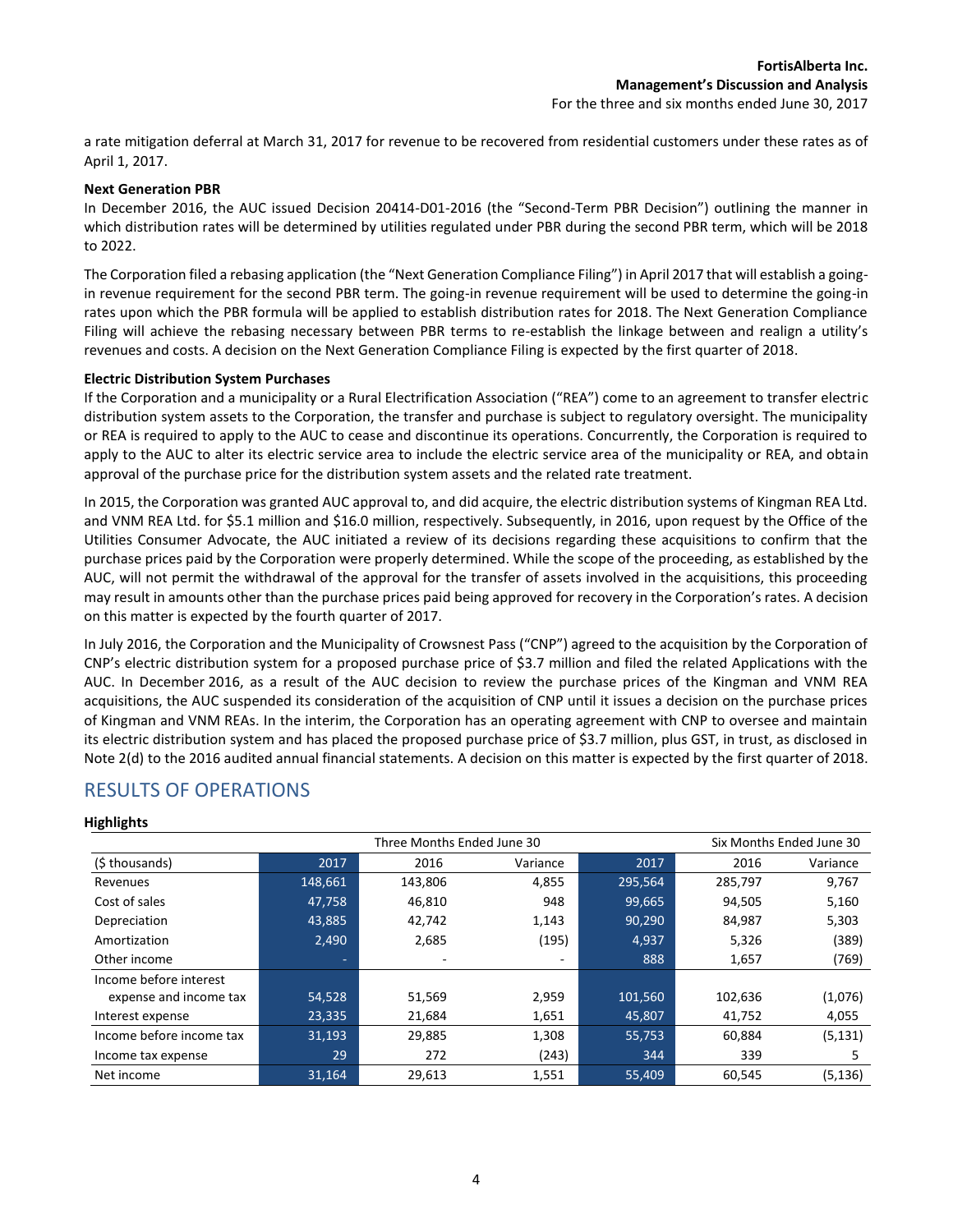a rate mitigation deferral at March 31, 2017 for revenue to be recovered from residential customers under these rates as of April 1, 2017.

**Next Generation PBR**

In December 2016, the AUC issued Decision 20414-D01-2016 (the "Second-Term PBR Decision") outlining the manner in which distribution rates will be determined by utilities regulated under PBR during the second PBR term, which will be 2018 to 2022.

The Corporation filed a rebasing application (the "Next Generation Compliance Filing") in April 2017 that will establish a going-in revenue requirement for the second PBR term. The going-in revenue requirement will be used to determine the going-in rates upon which the PBR formula will be applied to establish distribution rates for 2018. The Next Generation Compliance Filing will achieve the rebasing necessary between PBR terms to re-establish the linkage between and realign a utility's revenues and costs. A decision on the Next Generation Compliance Filing is expected by the first quarter of 2018.

**Electric Distribution System Purchases**

If the Corporation and a municipality or a Rural Electrification Association ("REA") come to an agreement to transfer electric distribution system assets to the Corporation, the transfer and purchase is subject to regulatory oversight. The municipality or REA is required to apply to the AUC to cease and discontinue its operations. Concurrently, the Corporation is required to apply to the AUC to alter its electric service area to include the electric service area of the municipality or REA, and obtain approval of the purchase price for the distribution system assets and the related rate treatment.

In 2015, the Corporation was granted AUC approval to, and did acquire, the electric distribution systems of Kingman REA Ltd. and VNM REA Ltd. for $5.1 million and $16.0 million, respectively. Subsequently, in 2016, upon request by the Office of the Utilities Consumer Advocate, the AUC initiated a review of its decisions regarding these acquisitions to confirm that the purchase prices paid by the Corporation were properly determined. While the scope of the proceeding, as established by the AUC, will not permit the withdrawal of the approval for the transfer of assets involved in the acquisitions, this proceeding may result in amounts other than the purchase prices paid being approved for recovery in the Corporation's rates. A decision on this matter is expected by the fourth quarter of 2017.

In July 2016, the Corporation and the Municipality of Crowsnest Pass ("CNP") agreed to the acquisition by the Corporation of CNP's electric distribution system for a proposed purchase price of $3.7 million and filed the related Applications with the AUC. In December 2016, as a result of the AUC decision to review the purchase prices of the Kingman and VNM REA acquisitions, the AUC suspended its consideration of the acquisition of CNP until it issues a decision on the purchase prices of Kingman and VNM REAs. In the interim, the Corporation has an operating agreement with CNP to oversee and maintain its electric distribution system and has placed the proposed purchase price of $3.7 million, plus GST, in trust, as disclosed in Note 2(d) to the 2016 audited annual financial statements. A decision on this matter is expected by the first quarter of 2018.

## RESULTS OF OPERATIONS

**Highlights**

| | Three Months Ended June 30 | | | Six Months Ended June 30 | | |
|---|---|---|---|---|---|---|
| ($ thousands) | 2017 | 2016 | Variance | 2017 | 2016 | Variance |
| Revenues | 148,661 | 143,806 | 4,855 | 295,564 | 285,797 | 9,767 |
| Cost of sales | 47,758 | 46,810 | 948 | 99,665 | 94,505 | 5,160 |
| Depreciation | 43,885 | 42,742 | 1,143 | 90,290 | 84,987 | 5,303 |
| Amortization | 2,490 | 2,685 | (195) | 4,937 | 5,326 | (389) |
| Other income | - | - | - | 888 | 1,657 | (769) |
| Income before interest expense and income tax | 54,528 | 51,569 | 2,959 | 101,560 | 102,636 | (1,076) |
| Interest expense | 23,335 | 21,684 | 1,651 | 45,807 | 41,752 | 4,055 |
| Income before income tax | 31,193 | 29,885 | 1,308 | 55,753 | 60,884 | (5,131) |
| Income tax expense | 29 | 272 | (243) | 344 | 339 | 5 |
| Net income | 31,164 | 29,613 | 1,551 | 55,409 | 60,545 | (5,136) |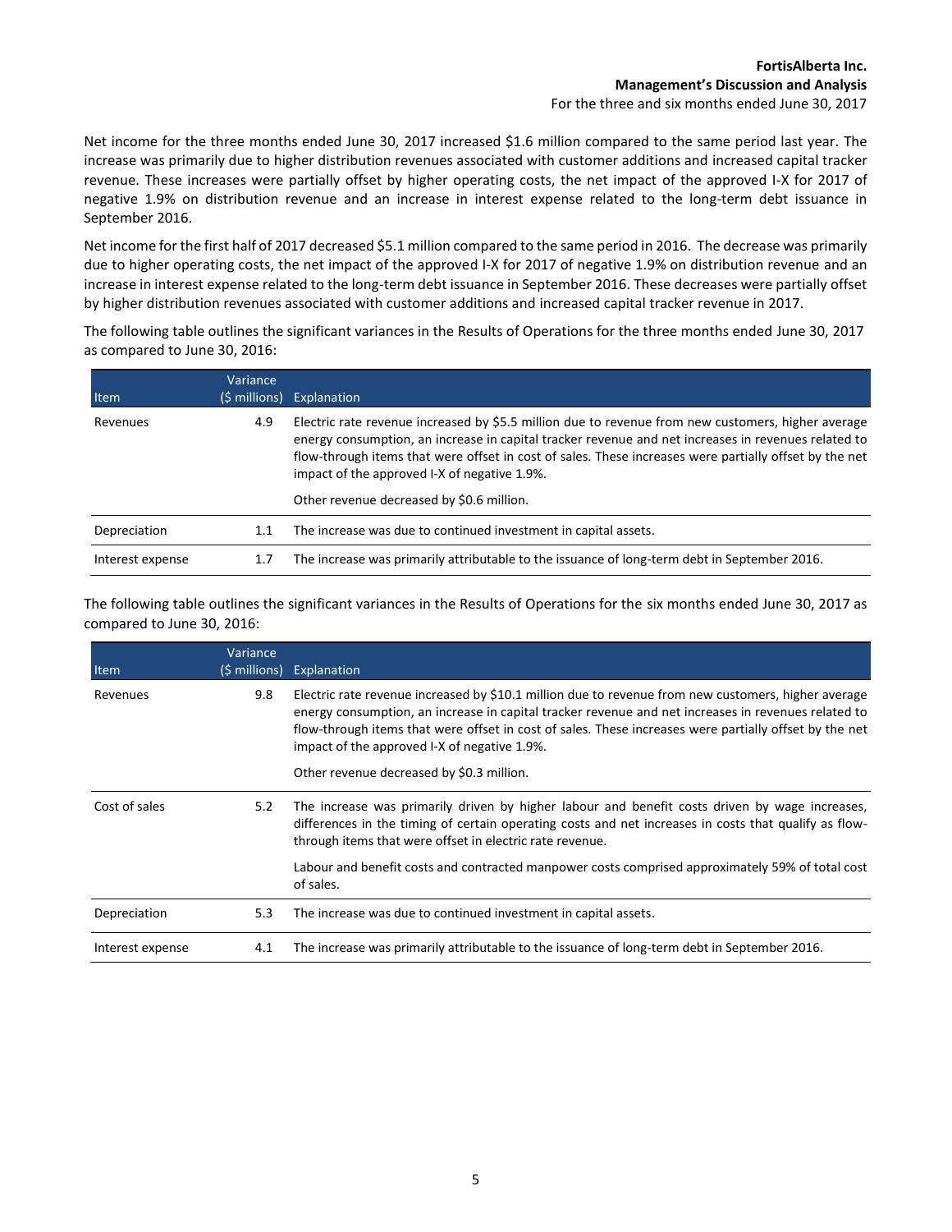Net income for the three months ended June 30, 2017 increased $1.6 million compared to the same period last year. The increase was primarily due to higher distribution revenues associated with customer additions and increased capital tracker revenue. These increases were partially offset by higher operating costs, the net impact of the approved I-X for 2017 of negative 1.9% on distribution revenue and an increase in interest expense related to the long-term debt issuance in September 2016.

Net income for the first half of 2017 decreased $5.1 million compared to the same period in 2016. The decrease was primarily due to higher operating costs, the net impact of the approved I-X for 2017 of negative 1.9% on distribution revenue and an increase in interest expense related to the long-term debt issuance in September 2016. These decreases were partially offset by higher distribution revenues associated with customer additions and increased capital tracker revenue in 2017.

The following table outlines the significant variances in the Results of Operations for the three months ended June 30, 2017 as compared to June 30, 2016:

| Item | Variance ($ millions) | Explanation |
|---|---|---|
| Revenues | 4.9 | Electric rate revenue increased by $5.5 million due to revenue from new customers, higher average energy consumption, an increase in capital tracker revenue and net increases in revenues related to flow-through items that were offset in cost of sales. These increases were partially offset by the net impact of the approved I-X of negative 1.9%.<br><br>Other revenue decreased by $0.6 million. |
| Depreciation | 1.1 | The increase was due to continued investment in capital assets. |
| Interest expense | 1.7 | The increase was primarily attributable to the issuance of long-term debt in September 2016. |

The following table outlines the significant variances in the Results of Operations for the six months ended June 30, 2017 as compared to June 30, 2016:

| Item | Variance ($ millions) | Explanation |
|---|---|---|
| Revenues | 9.8 | Electric rate revenue increased by $10.1 million due to revenue from new customers, higher average energy consumption, an increase in capital tracker revenue and net increases in revenues related to flow-through items that were offset in cost of sales. These increases were partially offset by the net impact of the approved I-X of negative 1.9%.<br><br>Other revenue decreased by $0.3 million. |
| Cost of sales | 5.2 | The increase was primarily driven by higher labour and benefit costs driven by wage increases, differences in the timing of certain operating costs and net increases in costs that qualify as flow-through items that were offset in electric rate revenue.<br><br>Labour and benefit costs and contracted manpower costs comprised approximately 59% of total cost of sales. |
| Depreciation | 5.3 | The increase was due to continued investment in capital assets. |
| Interest expense | 4.1 | The increase was primarily attributable to the issuance of long-term debt in September 2016. |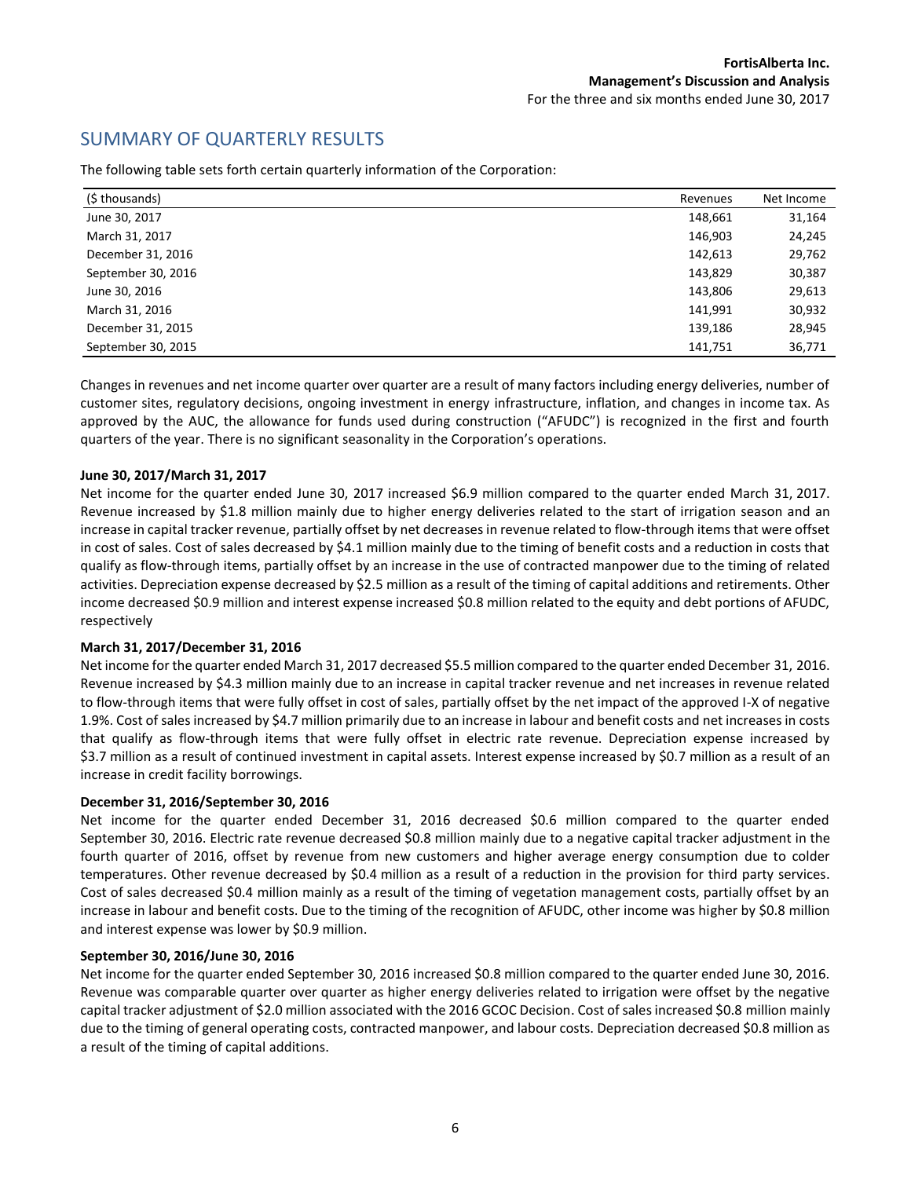## SUMMARY OF QUARTERLY RESULTS

The following table sets forth certain quarterly information of the Corporation:

| ($ thousands) | Revenues | Net Income |
|---|---|---|
| June 30, 2017 | 148,661 | 31,164 |
| March 31, 2017 | 146,903 | 24,245 |
| December 31, 2016 | 142,613 | 29,762 |
| September 30, 2016 | 143,829 | 30,387 |
| June 30, 2016 | 143,806 | 29,613 |
| March 31, 2016 | 141,991 | 30,932 |
| December 31, 2015 | 139,186 | 28,945 |
| September 30, 2015 | 141,751 | 36,771 |

Changes in revenues and net income quarter over quarter are a result of many factors including energy deliveries, number of customer sites, regulatory decisions, ongoing investment in energy infrastructure, inflation, and changes in income tax. As approved by the AUC, the allowance for funds used during construction ("AFUDC") is recognized in the first and fourth quarters of the year. There is no significant seasonality in the Corporation's operations.

**June 30, 2017/March 31, 2017**

Net income for the quarter ended June 30, 2017 increased $6.9 million compared to the quarter ended March 31, 2017. Revenue increased by $1.8 million mainly due to higher energy deliveries related to the start of irrigation season and an increase in capital tracker revenue, partially offset by net decreases in revenue related to flow-through items that were offset in cost of sales. Cost of sales decreased by $4.1 million mainly due to the timing of benefit costs and a reduction in costs that qualify as flow-through items, partially offset by an increase in the use of contracted manpower due to the timing of related activities. Depreciation expense decreased by $2.5 million as a result of the timing of capital additions and retirements. Other income decreased $0.9 million and interest expense increased $0.8 million related to the equity and debt portions of AFUDC, respectively

**March 31, 2017/December 31, 2016**

Net income for the quarter ended March 31, 2017 decreased $5.5 million compared to the quarter ended December 31, 2016. Revenue increased by $4.3 million mainly due to an increase in capital tracker revenue and net increases in revenue related to flow-through items that were fully offset in cost of sales, partially offset by the net impact of the approved I-X of negative 1.9%. Cost of sales increased by $4.7 million primarily due to an increase in labour and benefit costs and net increases in costs that qualify as flow-through items that were fully offset in electric rate revenue. Depreciation expense increased by $3.7 million as a result of continued investment in capital assets. Interest expense increased by $0.7 million as a result of an increase in credit facility borrowings.

**December 31, 2016/September 30, 2016**

Net income for the quarter ended December 31, 2016 decreased $0.6 million compared to the quarter ended September 30, 2016. Electric rate revenue decreased $0.8 million mainly due to a negative capital tracker adjustment in the fourth quarter of 2016, offset by revenue from new customers and higher average energy consumption due to colder temperatures. Other revenue decreased by $0.4 million as a result of a reduction in the provision for third party services. Cost of sales decreased $0.4 million mainly as a result of the timing of vegetation management costs, partially offset by an increase in labour and benefit costs. Due to the timing of the recognition of AFUDC, other income was higher by $0.8 million and interest expense was lower by $0.9 million.

**September 30, 2016/June 30, 2016**

Net income for the quarter ended September 30, 2016 increased $0.8 million compared to the quarter ended June 30, 2016. Revenue was comparable quarter over quarter as higher energy deliveries related to irrigation were offset by the negative capital tracker adjustment of $2.0 million associated with the 2016 GCOC Decision. Cost of sales increased $0.8 million mainly due to the timing of general operating costs, contracted manpower, and labour costs. Depreciation decreased $0.8 million as a result of the timing of capital additions.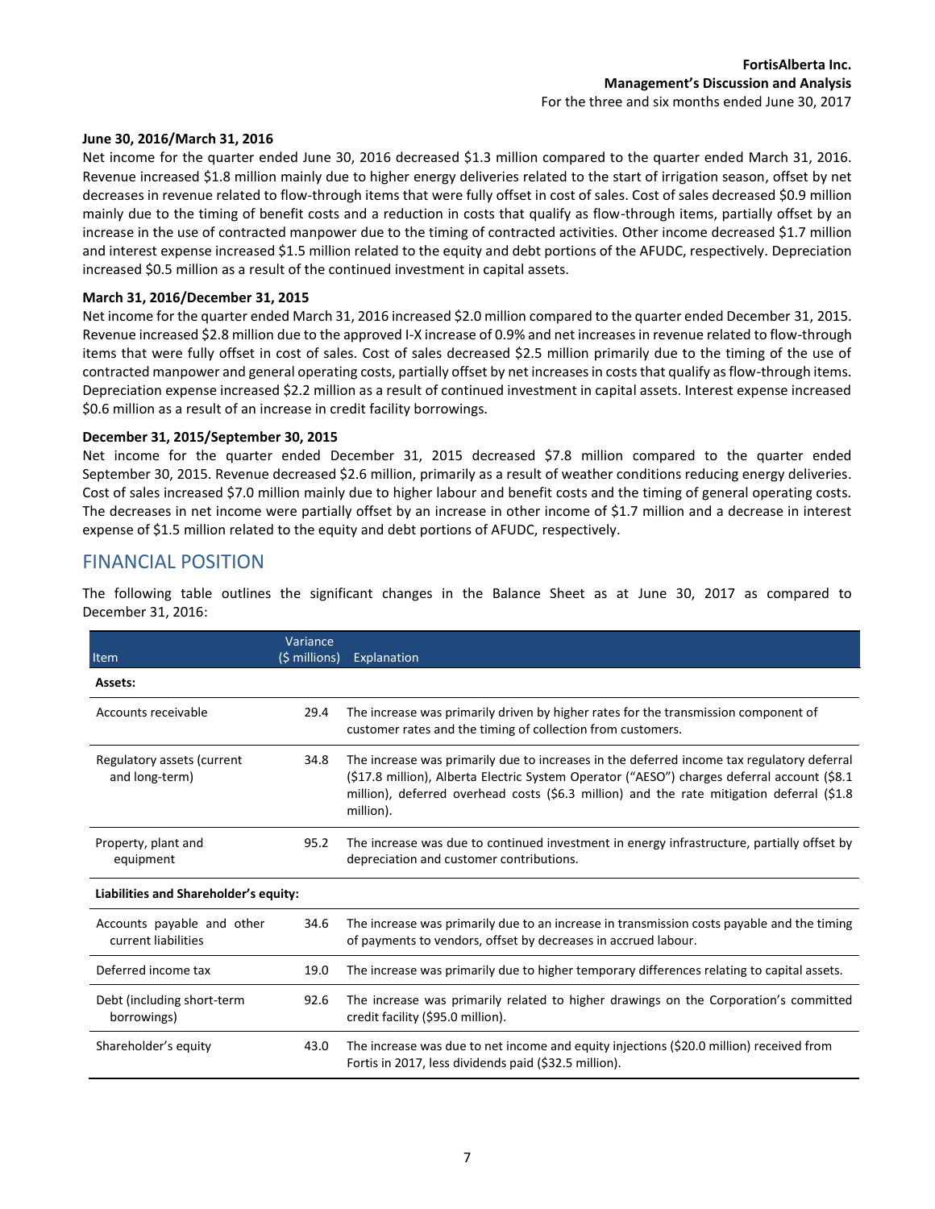**June 30, 2016/March 31, 2016**

Net income for the quarter ended June 30, 2016 decreased $1.3 million compared to the quarter ended March 31, 2016. Revenue increased $1.8 million mainly due to higher energy deliveries related to the start of irrigation season, offset by net decreases in revenue related to flow-through items that were fully offset in cost of sales. Cost of sales decreased $0.9 million mainly due to the timing of benefit costs and a reduction in costs that qualify as flow-through items, partially offset by an increase in the use of contracted manpower due to the timing of contracted activities. Other income decreased $1.7 million and interest expense increased $1.5 million related to the equity and debt portions of the AFUDC, respectively. Depreciation increased $0.5 million as a result of the continued investment in capital assets.

**March 31, 2016/December 31, 2015**

Net income for the quarter ended March 31, 2016 increased $2.0 million compared to the quarter ended December 31, 2015. Revenue increased $2.8 million due to the approved I-X increase of 0.9% and net increases in revenue related to flow-through items that were fully offset in cost of sales. Cost of sales decreased $2.5 million primarily due to the timing of the use of contracted manpower and general operating costs, partially offset by net increases in costs that qualify as flow-through items. Depreciation expense increased $2.2 million as a result of continued investment in capital assets. Interest expense increased $0.6 million as a result of an increase in credit facility borrowings.

**December 31, 2015/September 30, 2015**

Net income for the quarter ended December 31, 2015 decreased $7.8 million compared to the quarter ended September 30, 2015. Revenue decreased $2.6 million, primarily as a result of weather conditions reducing energy deliveries. Cost of sales increased $7.0 million mainly due to higher labour and benefit costs and the timing of general operating costs. The decreases in net income were partially offset by an increase in other income of $1.7 million and a decrease in interest expense of $1.5 million related to the equity and debt portions of AFUDC, respectively.

## FINANCIAL POSITION

The following table outlines the significant changes in the Balance Sheet as at June 30, 2017 as compared to December 31, 2016:

| Item | Variance ($ millions) | Explanation |
|---|---|---|
| **Assets:** | | |
| Accounts receivable | 29.4 | The increase was primarily driven by higher rates for the transmission component of customer rates and the timing of collection from customers. |
| Regulatory assets (current and long-term) | 34.8 | The increase was primarily due to increases in the deferred income tax regulatory deferral ($17.8 million), Alberta Electric System Operator ("AESO") charges deferral account ($8.1 million), deferred overhead costs ($6.3 million) and the rate mitigation deferral ($1.8 million). |
| Property, plant and equipment | 95.2 | The increase was due to continued investment in energy infrastructure, partially offset by depreciation and customer contributions. |
| **Liabilities and Shareholder's equity:** | | |
| Accounts payable and other current liabilities | 34.6 | The increase was primarily due to an increase in transmission costs payable and the timing of payments to vendors, offset by decreases in accrued labour. |
| Deferred income tax | 19.0 | The increase was primarily due to higher temporary differences relating to capital assets. |
| Debt (including short-term borrowings) | 92.6 | The increase was primarily related to higher drawings on the Corporation's committed credit facility ($95.0 million). |
| Shareholder's equity | 43.0 | The increase was due to net income and equity injections ($20.0 million) received from Fortis in 2017, less dividends paid ($32.5 million). |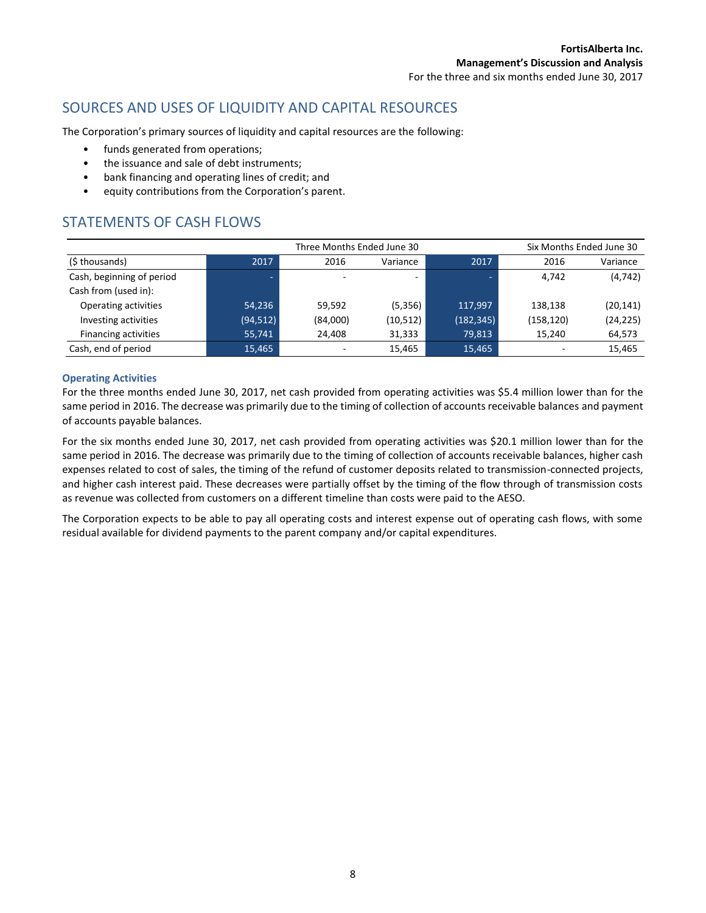## SOURCES AND USES OF LIQUIDITY AND CAPITAL RESOURCES

The Corporation's primary sources of liquidity and capital resources are the following:

- funds generated from operations;
- the issuance and sale of debt instruments;
- bank financing and operating lines of credit; and
- equity contributions from the Corporation's parent.

## STATEMENTS OF CASH FLOWS

| | Three Months Ended June 30 | | | Six Months Ended June 30 | | |
|---|---|---|---|---|---|---|
| ($ thousands) | 2017 | 2016 | Variance | 2017 | 2016 | Variance |
| Cash, beginning of period | - | - | - | - | 4,742 | (4,742) |
| Cash from (used in): | | | | | | |
| Operating activities | 54,236 | 59,592 | (5,356) | 117,997 | 138,138 | (20,141) |
| Investing activities | (94,512) | (84,000) | (10,512) | (182,345) | (158,120) | (24,225) |
| Financing activities | 55,741 | 24,408 | 31,333 | 79,813 | 15,240 | 64,573 |
| Cash, end of period | 15,465 | - | 15,465 | 15,465 | - | 15,465 |

### Operating Activities

For the three months ended June 30, 2017, net cash provided from operating activities was $5.4 million lower than for the same period in 2016. The decrease was primarily due to the timing of collection of accounts receivable balances and payment of accounts payable balances.

For the six months ended June 30, 2017, net cash provided from operating activities was $20.1 million lower than for the same period in 2016. The decrease was primarily due to the timing of collection of accounts receivable balances, higher cash expenses related to cost of sales, the timing of the refund of customer deposits related to transmission-connected projects, and higher cash interest paid. These decreases were partially offset by the timing of the flow through of transmission costs as revenue was collected from customers on a different timeline than costs were paid to the AESO.

The Corporation expects to be able to pay all operating costs and interest expense out of operating cash flows, with some residual available for dividend payments to the parent company and/or capital expenditures.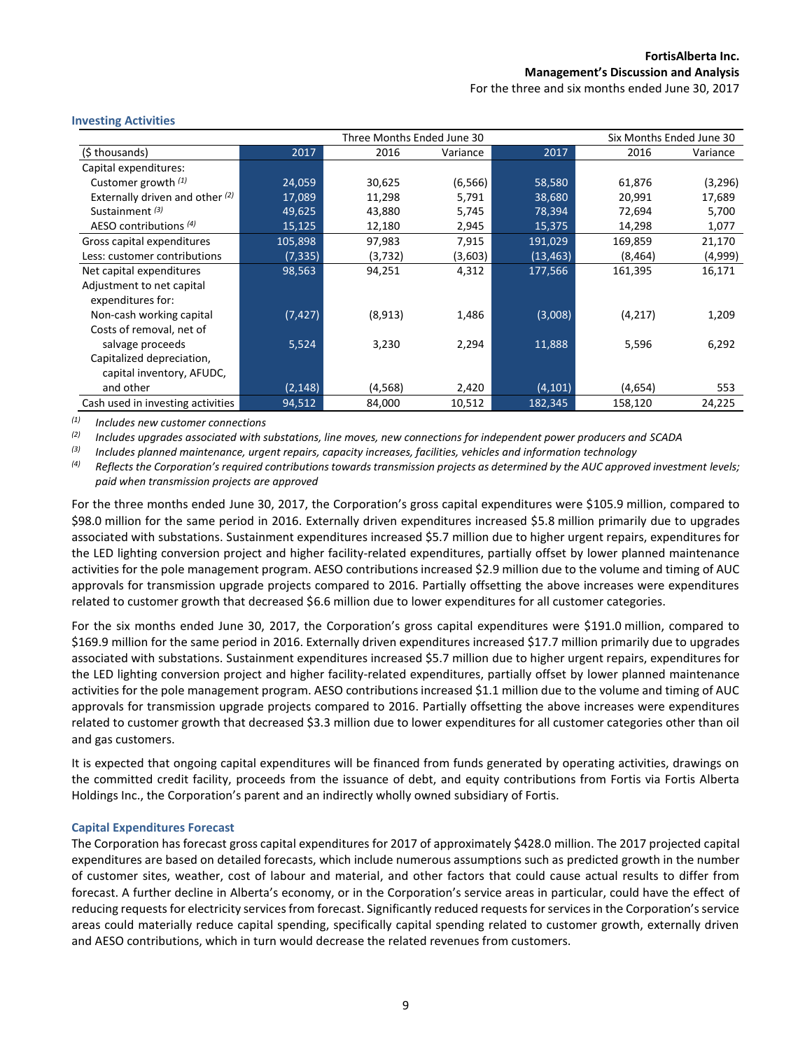### Investing Activities

| | Three Months Ended June 30 | | | Six Months Ended June 30 | | |
|---|---|---|---|---|---|---|
| ($ thousands) | 2017 | 2016 | Variance | 2017 | 2016 | Variance |
| Capital expenditures: | | | | | | |
| Customer growth [(1)] | 24,059 | 30,625 | (6,566) | 58,580 | 61,876 | (3,296) |
| Externally driven and other [(2)] | 17,089 | 11,298 | 5,791 | 38,680 | 20,991 | 17,689 |
| Sustainment [(3)] | 49,625 | 43,880 | 5,745 | 78,394 | 72,694 | 5,700 |
| AESO contributions [(4)] | 15,125 | 12,180 | 2,945 | 15,375 | 14,298 | 1,077 |
| Gross capital expenditures | 105,898 | 97,983 | 7,915 | 191,029 | 169,859 | 21,170 |
| Less: customer contributions | (7,335) | (3,732) | (3,603) | (13,463) | (8,464) | (4,999) |
| Net capital expenditures | 98,563 | 94,251 | 4,312 | 177,566 | 161,395 | 16,171 |
| Adjustment to net capital expenditures for: | | | | | | |
| Non-cash working capital | (7,427) | (8,913) | 1,486 | (3,008) | (4,217) | 1,209 |
| Costs of removal, net of salvage proceeds | 5,524 | 3,230 | 2,294 | 11,888 | 5,596 | 6,292 |
| Capitalized depreciation, capital inventory, AFUDC, and other | (2,148) | (4,568) | 2,420 | (4,101) | (4,654) | 553 |
| Cash used in investing activities | 94,512 | 84,000 | 10,512 | 182,345 | 158,120 | 24,225 |

*(1) Includes new customer connections*

*(2) Includes upgrades associated with substations, line moves, new connections for independent power producers and SCADA*

*(3) Includes planned maintenance, urgent repairs, capacity increases, facilities, vehicles and information technology*

*(4) Reflects the Corporation's required contributions towards transmission projects as determined by the AUC approved investment levels; paid when transmission projects are approved*

For the three months ended June 30, 2017, the Corporation's gross capital expenditures were $105.9 million, compared to $98.0 million for the same period in 2016. Externally driven expenditures increased $5.8 million primarily due to upgrades associated with substations. Sustainment expenditures increased $5.7 million due to higher urgent repairs, expenditures for the LED lighting conversion project and higher facility-related expenditures, partially offset by lower planned maintenance activities for the pole management program. AESO contributions increased $2.9 million due to the volume and timing of AUC approvals for transmission upgrade projects compared to 2016. Partially offsetting the above increases were expenditures related to customer growth that decreased $6.6 million due to lower expenditures for all customer categories.

For the six months ended June 30, 2017, the Corporation's gross capital expenditures were $191.0 million, compared to $169.9 million for the same period in 2016. Externally driven expenditures increased $17.7 million primarily due to upgrades associated with substations. Sustainment expenditures increased $5.7 million due to higher urgent repairs, expenditures for the LED lighting conversion project and higher facility-related expenditures, partially offset by lower planned maintenance activities for the pole management program. AESO contributions increased $1.1 million due to the volume and timing of AUC approvals for transmission upgrade projects compared to 2016. Partially offsetting the above increases were expenditures related to customer growth that decreased $3.3 million due to lower expenditures for all customer categories other than oil and gas customers.

It is expected that ongoing capital expenditures will be financed from funds generated by operating activities, drawings on the committed credit facility, proceeds from the issuance of debt, and equity contributions from Fortis via Fortis Alberta Holdings Inc., the Corporation's parent and an indirectly wholly owned subsidiary of Fortis.

### Capital Expenditures Forecast

The Corporation has forecast gross capital expenditures for 2017 of approximately $428.0 million. The 2017 projected capital expenditures are based on detailed forecasts, which include numerous assumptions such as predicted growth in the number of customer sites, weather, cost of labour and material, and other factors that could cause actual results to differ from forecast. A further decline in Alberta's economy, or in the Corporation's service areas in particular, could have the effect of reducing requests for electricity services from forecast. Significantly reduced requests for services in the Corporation's service areas could materially reduce capital spending, specifically capital spending related to customer growth, externally driven and AESO contributions, which in turn would decrease the related revenues from customers.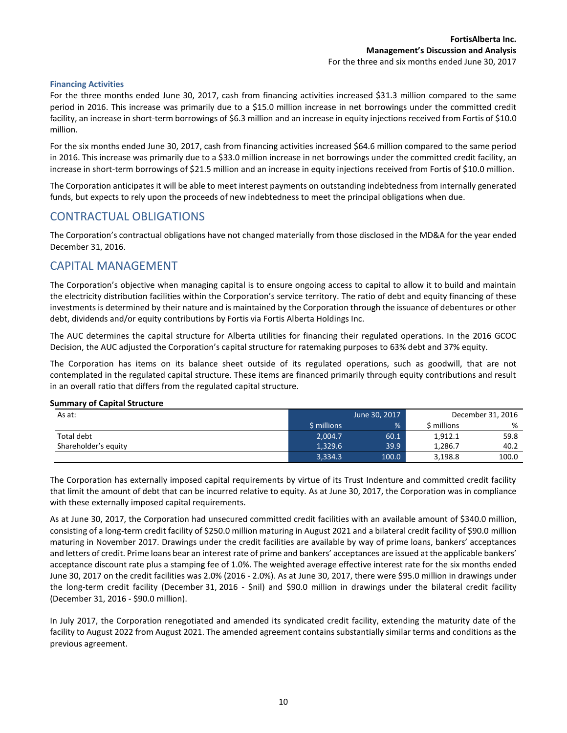#### Financing Activities

For the three months ended June 30, 2017, cash from financing activities increased $31.3 million compared to the same period in 2016. This increase was primarily due to a $15.0 million increase in net borrowings under the committed credit facility, an increase in short-term borrowings of $6.3 million and an increase in equity injections received from Fortis of $10.0 million.

For the six months ended June 30, 2017, cash from financing activities increased $64.6 million compared to the same period in 2016. This increase was primarily due to a $33.0 million increase in net borrowings under the committed credit facility, an increase in short-term borrowings of $21.5 million and an increase in equity injections received from Fortis of $10.0 million.

The Corporation anticipates it will be able to meet interest payments on outstanding indebtedness from internally generated funds, but expects to rely upon the proceeds of new indebtedness to meet the principal obligations when due.

## CONTRACTUAL OBLIGATIONS

The Corporation's contractual obligations have not changed materially from those disclosed in the MD&A for the year ended December 31, 2016.

## CAPITAL MANAGEMENT

The Corporation's objective when managing capital is to ensure ongoing access to capital to allow it to build and maintain the electricity distribution facilities within the Corporation's service territory. The ratio of debt and equity financing of these investments is determined by their nature and is maintained by the Corporation through the issuance of debentures or other debt, dividends and/or equity contributions by Fortis via Fortis Alberta Holdings Inc.

The AUC determines the capital structure for Alberta utilities for financing their regulated operations. In the 2016 GCOC Decision, the AUC adjusted the Corporation's capital structure for ratemaking purposes to 63% debt and 37% equity.

The Corporation has items on its balance sheet outside of its regulated operations, such as goodwill, that are not contemplated in the regulated capital structure. These items are financed primarily through equity contributions and result in an overall ratio that differs from the regulated capital structure.

**Summary of Capital Structure**

| As at: | June 30, 2017 | | December 31, 2016 | |
|---|---|---|---|---|
| | $ millions | % | $ millions | % |
| Total debt | 2,004.7 | 60.1 | 1,912.1 | 59.8 |
| Shareholder's equity | 1,329.6 | 39.9 | 1,286.7 | 40.2 |
| | 3,334.3 | 100.0 | 3,198.8 | 100.0 |

The Corporation has externally imposed capital requirements by virtue of its Trust Indenture and committed credit facility that limit the amount of debt that can be incurred relative to equity. As at June 30, 2017, the Corporation was in compliance with these externally imposed capital requirements.

As at June 30, 2017, the Corporation had unsecured committed credit facilities with an available amount of $340.0 million, consisting of a long-term credit facility of $250.0 million maturing in August 2021 and a bilateral credit facility of $90.0 million maturing in November 2017. Drawings under the credit facilities are available by way of prime loans, bankers' acceptances and letters of credit. Prime loans bear an interest rate of prime and bankers' acceptances are issued at the applicable bankers' acceptance discount rate plus a stamping fee of 1.0%. The weighted average effective interest rate for the six months ended June 30, 2017 on the credit facilities was 2.0% (2016 - 2.0%). As at June 30, 2017, there were $95.0 million in drawings under the long-term credit facility (December 31, 2016 - $nil) and $90.0 million in drawings under the bilateral credit facility (December 31, 2016 - $90.0 million).

In July 2017, the Corporation renegotiated and amended its syndicated credit facility, extending the maturity date of the facility to August 2022 from August 2021. The amended agreement contains substantially similar terms and conditions as the previous agreement.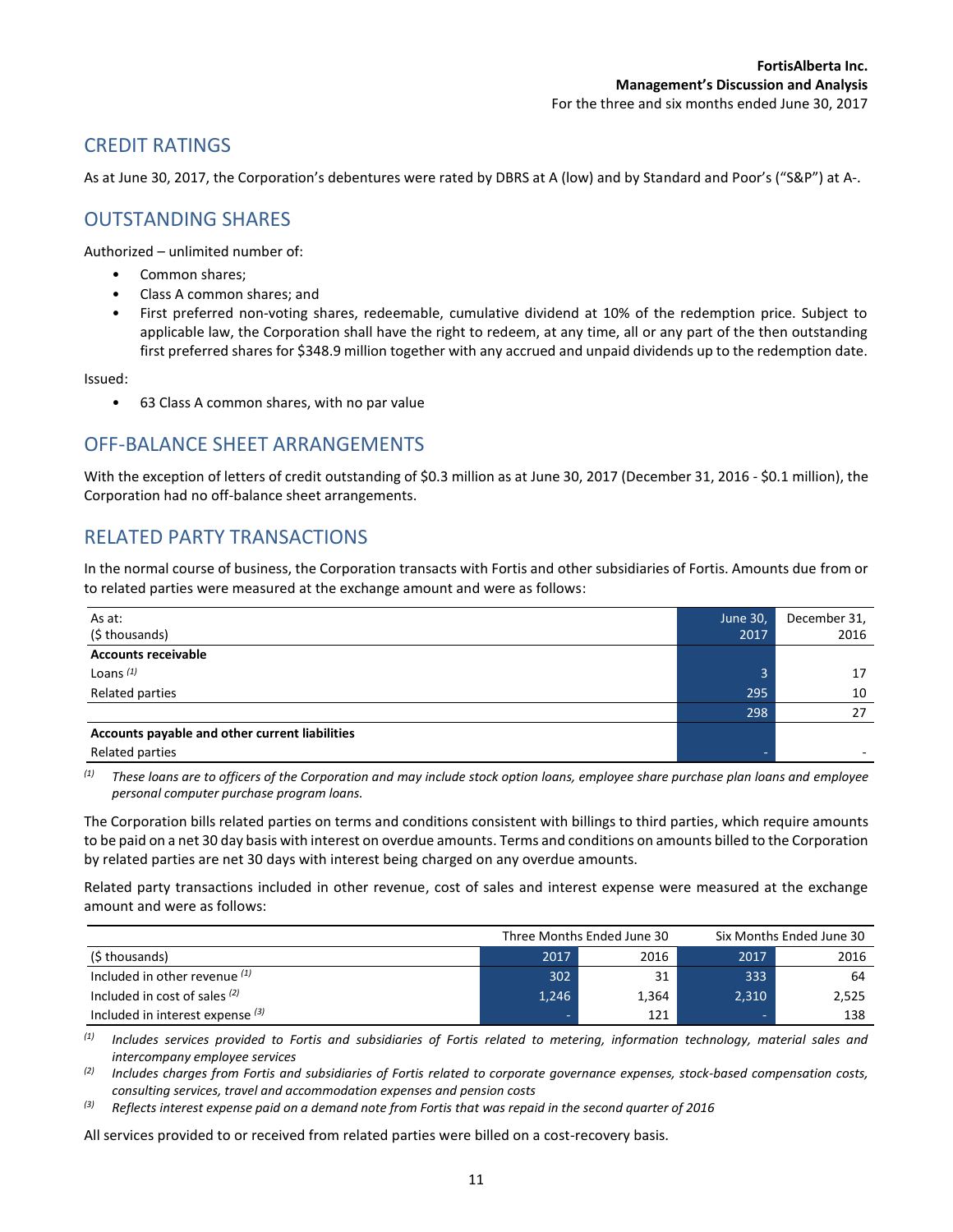## CREDIT RATINGS

As at June 30, 2017, the Corporation's debentures were rated by DBRS at A (low) and by Standard and Poor's ("S&P") at A-.

## OUTSTANDING SHARES

Authorized – unlimited number of:

- Common shares;
- Class A common shares; and
- First preferred non-voting shares, redeemable, cumulative dividend at 10% of the redemption price. Subject to applicable law, the Corporation shall have the right to redeem, at any time, all or any part of the then outstanding first preferred shares for $348.9 million together with any accrued and unpaid dividends up to the redemption date.

Issued:

- 63 Class A common shares, with no par value

## OFF-BALANCE SHEET ARRANGEMENTS

With the exception of letters of credit outstanding of $0.3 million as at June 30, 2017 (December 31, 2016 - $0.1 million), the Corporation had no off-balance sheet arrangements.

## RELATED PARTY TRANSACTIONS

In the normal course of business, the Corporation transacts with Fortis and other subsidiaries of Fortis. Amounts due from or to related parties were measured at the exchange amount and were as follows:

| As at: ($ thousands) | June 30, 2017 | December 31, 2016 |
|---|---|---|
| **Accounts receivable** | | |
| Loans [(1)] | 3 | 17 |
| Related parties | 295 | 10 |
| | 298 | 27 |
| **Accounts payable and other current liabilities** | | |
| Related parties | - | - |

[(1)] *These loans are to officers of the Corporation and may include stock option loans, employee share purchase plan loans and employee personal computer purchase program loans.*

The Corporation bills related parties on terms and conditions consistent with billings to third parties, which require amounts to be paid on a net 30 day basis with interest on overdue amounts. Terms and conditions on amounts billed to the Corporation by related parties are net 30 days with interest being charged on any overdue amounts.

Related party transactions included in other revenue, cost of sales and interest expense were measured at the exchange amount and were as follows:

| | Three Months Ended June 30 | | Six Months Ended June 30 | |
|---|---|---|---|---|
| ($ thousands) | 2017 | 2016 | 2017 | 2016 |
| Included in other revenue [(1)] | 302 | 31 | 333 | 64 |
| Included in cost of sales [(2)] | 1,246 | 1,364 | 2,310 | 2,525 |
| Included in interest expense [(3)] | - | 121 | - | 138 |

[(1)] *Includes services provided to Fortis and subsidiaries of Fortis related to metering, information technology, material sales and intercompany employee services*

[(2)] *Includes charges from Fortis and subsidiaries of Fortis related to corporate governance expenses, stock-based compensation costs, consulting services, travel and accommodation expenses and pension costs*

[(3)] *Reflects interest expense paid on a demand note from Fortis that was repaid in the second quarter of 2016*

All services provided to or received from related parties were billed on a cost-recovery basis.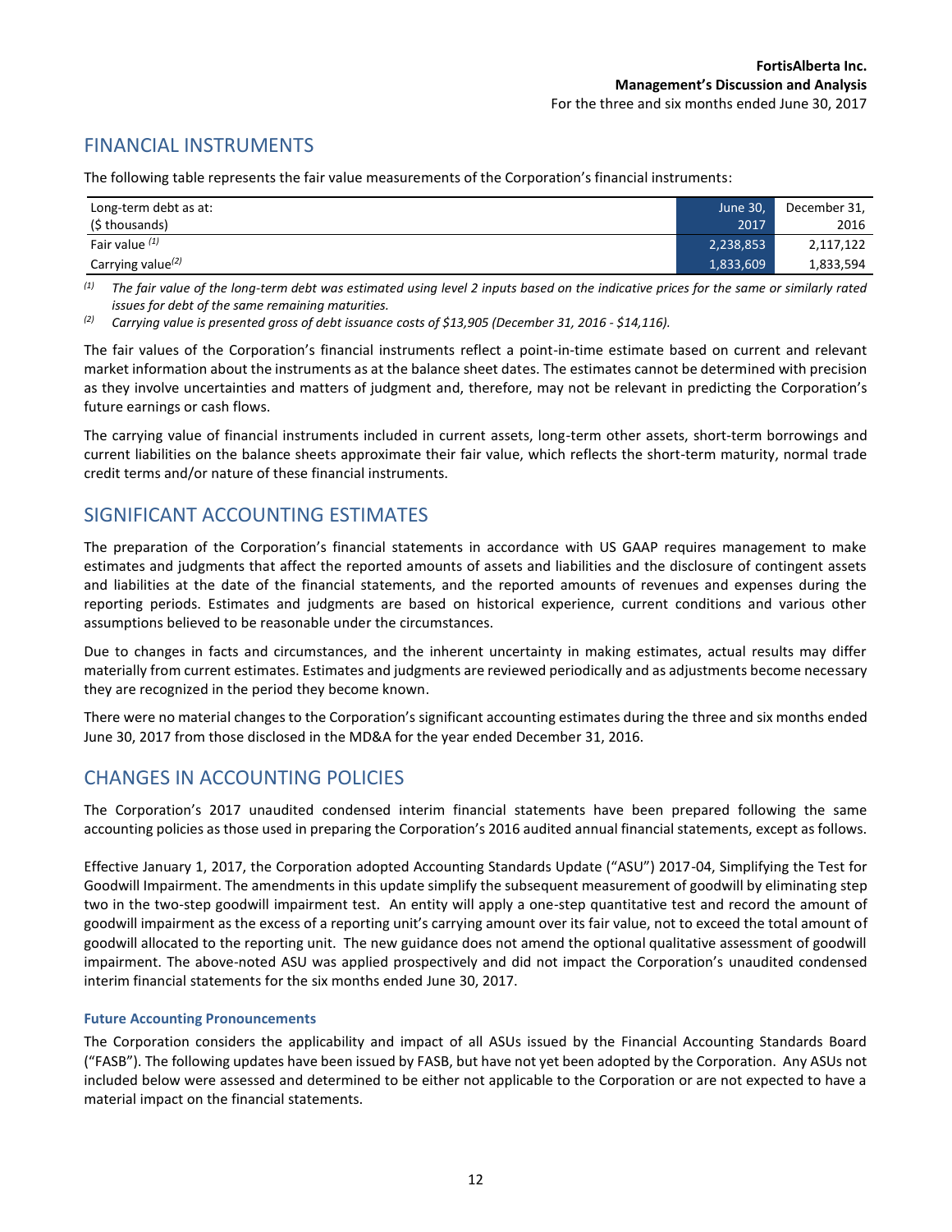## FINANCIAL INSTRUMENTS

The following table represents the fair value measurements of the Corporation's financial instruments:

| Long-term debt as at: ($ thousands) | June 30, 2017 | December 31, 2016 |
|---|---|---|
| Fair value (1) | 2,238,853 | 2,117,122 |
| Carrying value(2) | 1,833,609 | 1,833,594 |

*(1) The fair value of the long-term debt was estimated using level 2 inputs based on the indicative prices for the same or similarly rated issues for debt of the same remaining maturities.*

*(2) Carrying value is presented gross of debt issuance costs of $13,905 (December 31, 2016 - $14,116).*

The fair values of the Corporation's financial instruments reflect a point-in-time estimate based on current and relevant market information about the instruments as at the balance sheet dates. The estimates cannot be determined with precision as they involve uncertainties and matters of judgment and, therefore, may not be relevant in predicting the Corporation's future earnings or cash flows.

The carrying value of financial instruments included in current assets, long-term other assets, short-term borrowings and current liabilities on the balance sheets approximate their fair value, which reflects the short-term maturity, normal trade credit terms and/or nature of these financial instruments.

## SIGNIFICANT ACCOUNTING ESTIMATES

The preparation of the Corporation's financial statements in accordance with US GAAP requires management to make estimates and judgments that affect the reported amounts of assets and liabilities and the disclosure of contingent assets and liabilities at the date of the financial statements, and the reported amounts of revenues and expenses during the reporting periods. Estimates and judgments are based on historical experience, current conditions and various other assumptions believed to be reasonable under the circumstances.

Due to changes in facts and circumstances, and the inherent uncertainty in making estimates, actual results may differ materially from current estimates. Estimates and judgments are reviewed periodically and as adjustments become necessary they are recognized in the period they become known.

There were no material changes to the Corporation's significant accounting estimates during the three and six months ended June 30, 2017 from those disclosed in the MD&A for the year ended December 31, 2016.

## CHANGES IN ACCOUNTING POLICIES

The Corporation's 2017 unaudited condensed interim financial statements have been prepared following the same accounting policies as those used in preparing the Corporation's 2016 audited annual financial statements, except as follows.

Effective January 1, 2017, the Corporation adopted Accounting Standards Update ("ASU") 2017-04, Simplifying the Test for Goodwill Impairment. The amendments in this update simplify the subsequent measurement of goodwill by eliminating step two in the two-step goodwill impairment test. An entity will apply a one-step quantitative test and record the amount of goodwill impairment as the excess of a reporting unit's carrying amount over its fair value, not to exceed the total amount of goodwill allocated to the reporting unit. The new guidance does not amend the optional qualitative assessment of goodwill impairment. The above-noted ASU was applied prospectively and did not impact the Corporation's unaudited condensed interim financial statements for the six months ended June 30, 2017.

### Future Accounting Pronouncements

The Corporation considers the applicability and impact of all ASUs issued by the Financial Accounting Standards Board ("FASB"). The following updates have been issued by FASB, but have not yet been adopted by the Corporation. Any ASUs not included below were assessed and determined to be either not applicable to the Corporation or are not expected to have a material impact on the financial statements.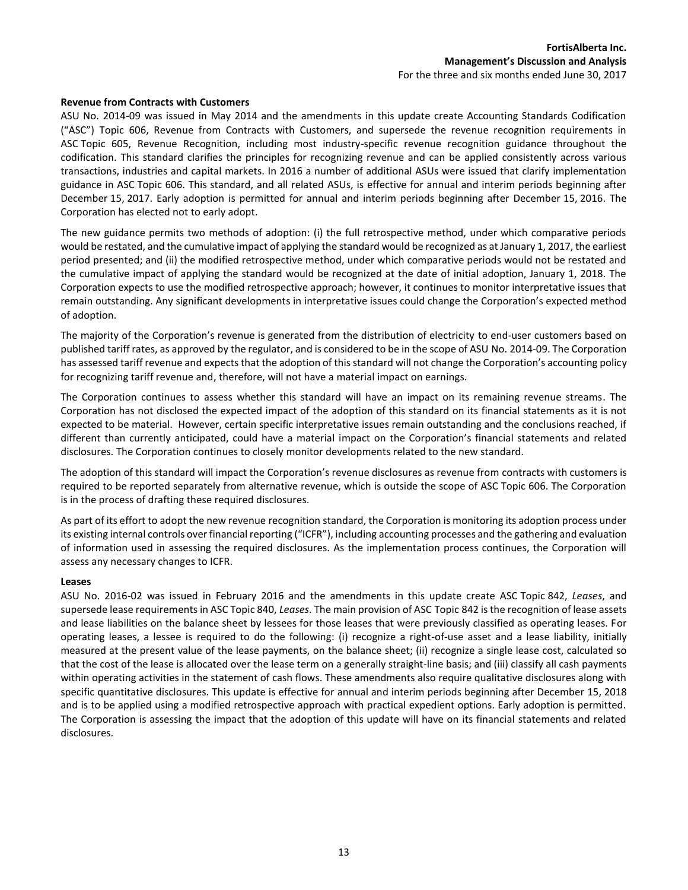**Revenue from Contracts with Customers**

ASU No. 2014-09 was issued in May 2014 and the amendments in this update create Accounting Standards Codification ("ASC") Topic 606, Revenue from Contracts with Customers, and supersede the revenue recognition requirements in ASC Topic 605, Revenue Recognition, including most industry-specific revenue recognition guidance throughout the codification. This standard clarifies the principles for recognizing revenue and can be applied consistently across various transactions, industries and capital markets. In 2016 a number of additional ASUs were issued that clarify implementation guidance in ASC Topic 606. This standard, and all related ASUs, is effective for annual and interim periods beginning after December 15, 2017. Early adoption is permitted for annual and interim periods beginning after December 15, 2016. The Corporation has elected not to early adopt.

The new guidance permits two methods of adoption: (i) the full retrospective method, under which comparative periods would be restated, and the cumulative impact of applying the standard would be recognized as at January 1, 2017, the earliest period presented; and (ii) the modified retrospective method, under which comparative periods would not be restated and the cumulative impact of applying the standard would be recognized at the date of initial adoption, January 1, 2018. The Corporation expects to use the modified retrospective approach; however, it continues to monitor interpretative issues that remain outstanding. Any significant developments in interpretative issues could change the Corporation's expected method of adoption.

The majority of the Corporation's revenue is generated from the distribution of electricity to end-user customers based on published tariff rates, as approved by the regulator, and is considered to be in the scope of ASU No. 2014-09. The Corporation has assessed tariff revenue and expects that the adoption of this standard will not change the Corporation's accounting policy for recognizing tariff revenue and, therefore, will not have a material impact on earnings.

The Corporation continues to assess whether this standard will have an impact on its remaining revenue streams. The Corporation has not disclosed the expected impact of the adoption of this standard on its financial statements as it is not expected to be material. However, certain specific interpretative issues remain outstanding and the conclusions reached, if different than currently anticipated, could have a material impact on the Corporation's financial statements and related disclosures. The Corporation continues to closely monitor developments related to the new standard.

The adoption of this standard will impact the Corporation's revenue disclosures as revenue from contracts with customers is required to be reported separately from alternative revenue, which is outside the scope of ASC Topic 606. The Corporation is in the process of drafting these required disclosures.

As part of its effort to adopt the new revenue recognition standard, the Corporation is monitoring its adoption process under its existing internal controls over financial reporting ("ICFR"), including accounting processes and the gathering and evaluation of information used in assessing the required disclosures. As the implementation process continues, the Corporation will assess any necessary changes to ICFR.

**Leases**

ASU No. 2016-02 was issued in February 2016 and the amendments in this update create ASC Topic 842, *Leases*, and supersede lease requirements in ASC Topic 840, *Leases*. The main provision of ASC Topic 842 is the recognition of lease assets and lease liabilities on the balance sheet by lessees for those leases that were previously classified as operating leases. For operating leases, a lessee is required to do the following: (i) recognize a right-of-use asset and a lease liability, initially measured at the present value of the lease payments, on the balance sheet; (ii) recognize a single lease cost, calculated so that the cost of the lease is allocated over the lease term on a generally straight-line basis; and (iii) classify all cash payments within operating activities in the statement of cash flows. These amendments also require qualitative disclosures along with specific quantitative disclosures. This update is effective for annual and interim periods beginning after December 15, 2018 and is to be applied using a modified retrospective approach with practical expedient options. Early adoption is permitted. The Corporation is assessing the impact that the adoption of this update will have on its financial statements and related disclosures.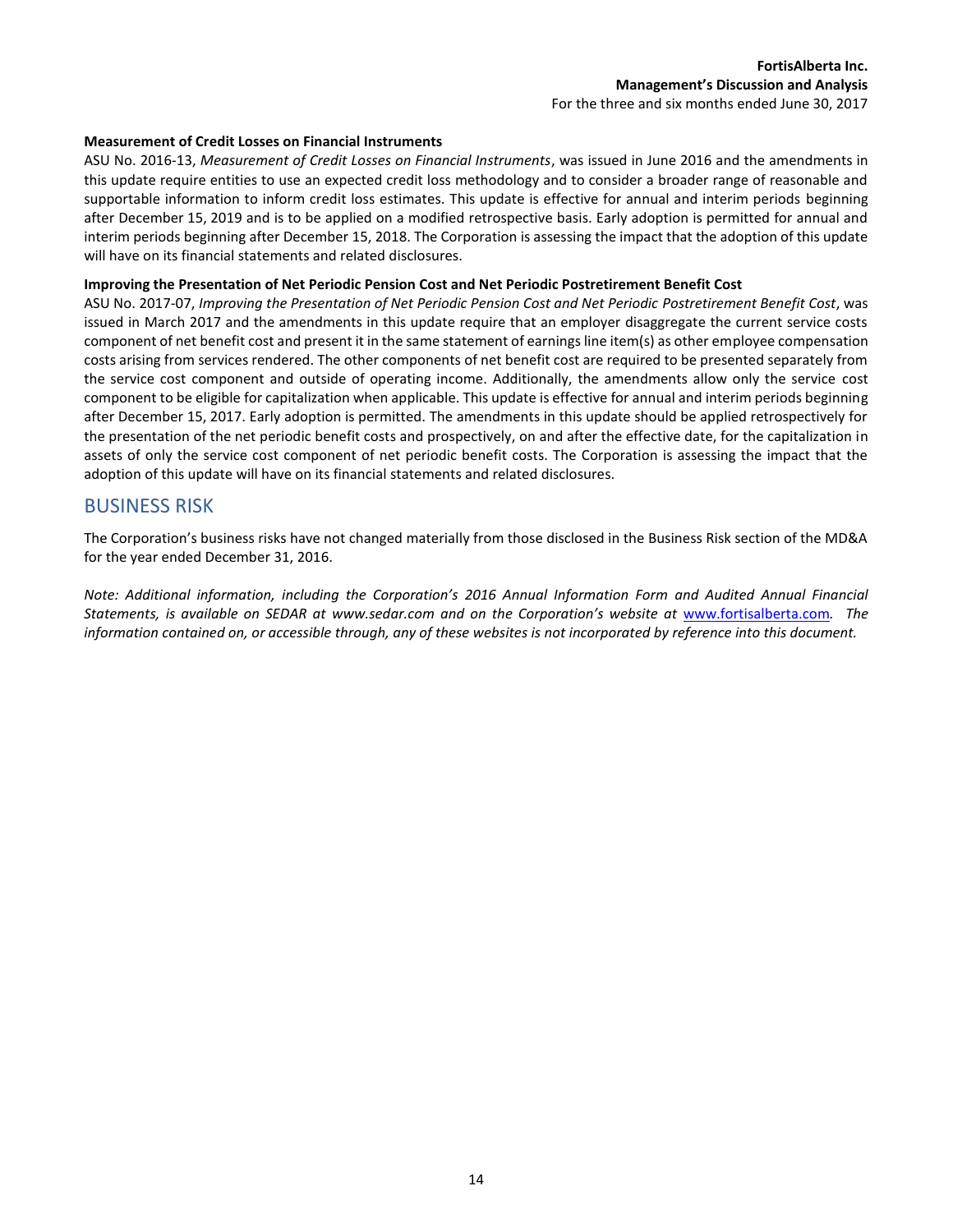**Measurement of Credit Losses on Financial Instruments**

ASU No. 2016-13, *Measurement of Credit Losses on Financial Instruments*, was issued in June 2016 and the amendments in this update require entities to use an expected credit loss methodology and to consider a broader range of reasonable and supportable information to inform credit loss estimates. This update is effective for annual and interim periods beginning after December 15, 2019 and is to be applied on a modified retrospective basis. Early adoption is permitted for annual and interim periods beginning after December 15, 2018. The Corporation is assessing the impact that the adoption of this update will have on its financial statements and related disclosures.

**Improving the Presentation of Net Periodic Pension Cost and Net Periodic Postretirement Benefit Cost**

ASU No. 2017-07, *Improving the Presentation of Net Periodic Pension Cost and Net Periodic Postretirement Benefit Cost*, was issued in March 2017 and the amendments in this update require that an employer disaggregate the current service costs component of net benefit cost and present it in the same statement of earnings line item(s) as other employee compensation costs arising from services rendered. The other components of net benefit cost are required to be presented separately from the service cost component and outside of operating income. Additionally, the amendments allow only the service cost component to be eligible for capitalization when applicable. This update is effective for annual and interim periods beginning after December 15, 2017. Early adoption is permitted. The amendments in this update should be applied retrospectively for the presentation of the net periodic benefit costs and prospectively, on and after the effective date, for the capitalization in assets of only the service cost component of net periodic benefit costs. The Corporation is assessing the impact that the adoption of this update will have on its financial statements and related disclosures.

## BUSINESS RISK

The Corporation's business risks have not changed materially from those disclosed in the Business Risk section of the MD&A for the year ended December 31, 2016.

*Note: Additional information, including the Corporation's 2016 Annual Information Form and Audited Annual Financial Statements, is available on SEDAR at www.sedar.com and on the Corporation's website at www.fortisalberta.com. The information contained on, or accessible through, any of these websites is not incorporated by reference into this document.*